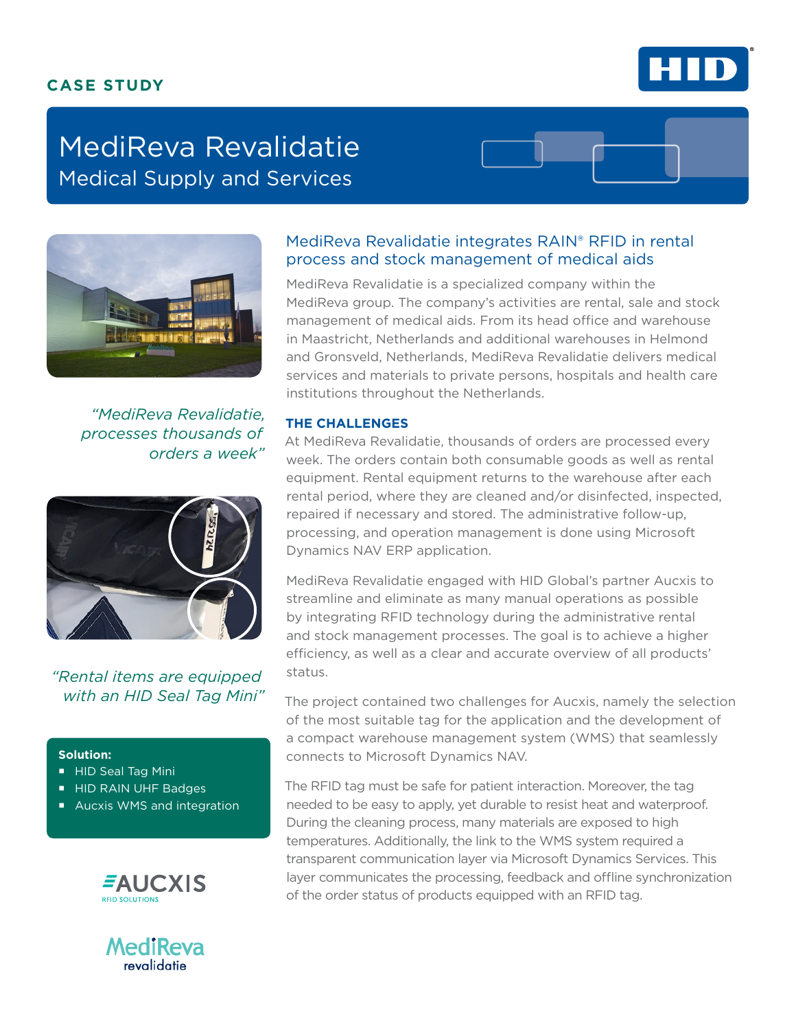**CASE STUDY**

# MediReva Revalidatie

## Medical Supply and Services

*"MediReva Revalidatie, processes thousands of orders a week"*

*"Rental items are equipped with an HID Seal Tag Mini"*

**Solution:**

- HID Seal Tag Mini
- HID RAIN UHF Badges
- Aucxis WMS and integration

### MediReva Revalidatie integrates RAIN® RFID in rental process and stock management of medical aids

MediReva Revalidatie is a specialized company within the MediReva group. The company's activities are rental, sale and stock management of medical aids. From its head office and warehouse in Maastricht, Netherlands and additional warehouses in Helmond and Gronsveld, Netherlands, MediReva Revalidatie delivers medical services and materials to private persons, hospitals and health care institutions throughout the Netherlands.

### THE CHALLENGES

At MediReva Revalidatie, thousands of orders are processed every week. The orders contain both consumable goods as well as rental equipment. Rental equipment returns to the warehouse after each rental period, where they are cleaned and/or disinfected, inspected, repaired if necessary and stored. The administrative follow-up, processing, and operation management is done using Microsoft Dynamics NAV ERP application.

MediReva Revalidatie engaged with HID Global's partner Aucxis to streamline and eliminate as many manual operations as possible by integrating RFID technology during the administrative rental and stock management processes. The goal is to achieve a higher efficiency, as well as a clear and accurate overview of all products' status.

The project contained two challenges for Aucxis, namely the selection of the most suitable tag for the application and the development of a compact warehouse management system (WMS) that seamlessly connects to Microsoft Dynamics NAV.

The RFID tag must be safe for patient interaction. Moreover, the tag needed to be easy to apply, yet durable to resist heat and waterproof. During the cleaning process, many materials are exposed to high temperatures. Additionally, the link to the WMS system required a transparent communication layer via Microsoft Dynamics Services. This layer communicates the processing, feedback and offline synchronization of the order status of products equipped with an RFID tag.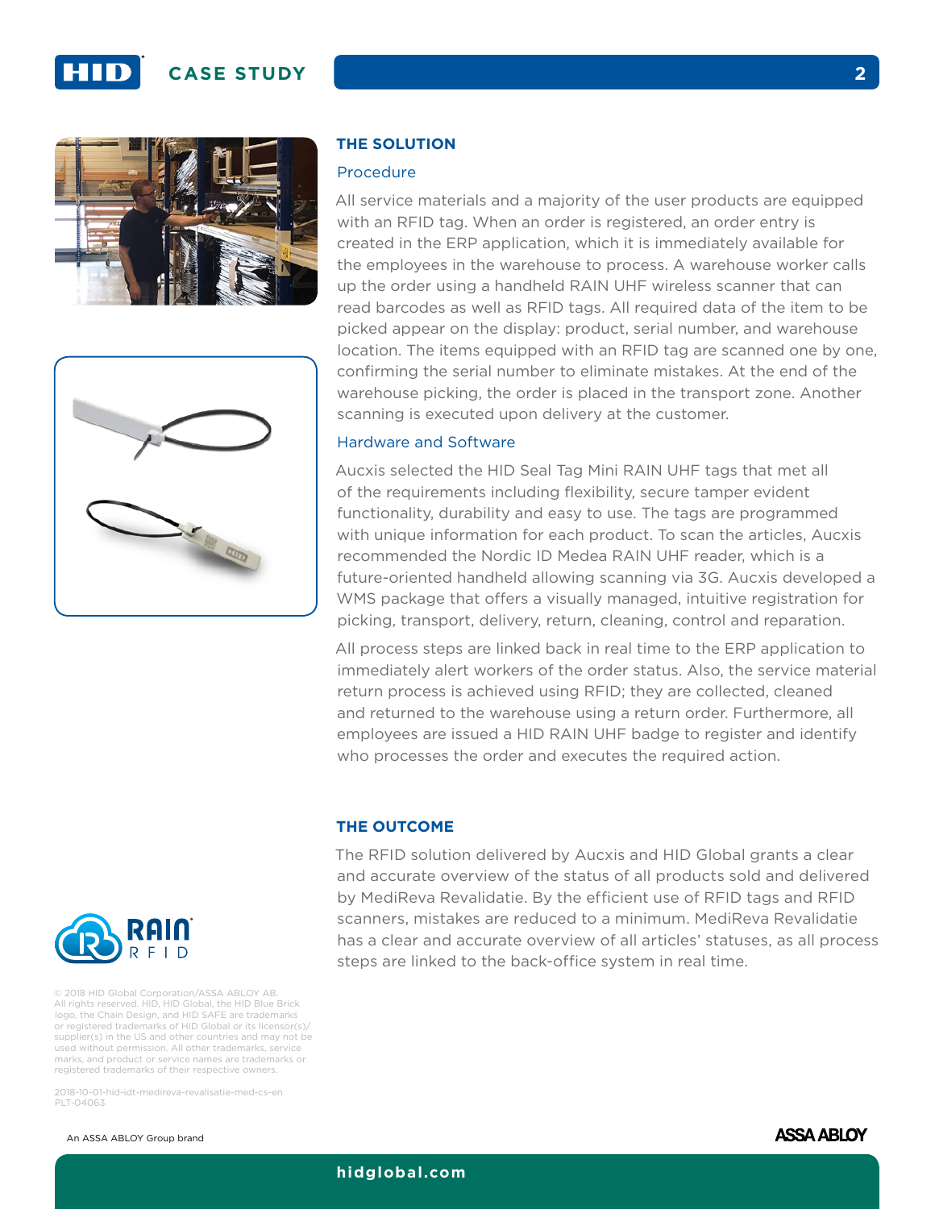## THE SOLUTION

### Procedure

All service materials and a majority of the user products are equipped with an RFID tag. When an order is registered, an order entry is created in the ERP application, which it is immediately available for the employees in the warehouse to process. A warehouse worker calls up the order using a handheld RAIN UHF wireless scanner that can read barcodes as well as RFID tags. All required data of the item to be picked appear on the display: product, serial number, and warehouse location. The items equipped with an RFID tag are scanned one by one, confirming the serial number to eliminate mistakes. At the end of the warehouse picking, the order is placed in the transport zone. Another scanning is executed upon delivery at the customer.

### Hardware and Software

Aucxis selected the HID Seal Tag Mini RAIN UHF tags that met all of the requirements including flexibility, secure tamper evident functionality, durability and easy to use. The tags are programmed with unique information for each product. To scan the articles, Aucxis recommended the Nordic ID Medea RAIN UHF reader, which is a future-oriented handheld allowing scanning via 3G. Aucxis developed a WMS package that offers a visually managed, intuitive registration for picking, transport, delivery, return, cleaning, control and reparation.

All process steps are linked back in real time to the ERP application to immediately alert workers of the order status. Also, the service material return process is achieved using RFID; they are collected, cleaned and returned to the warehouse using a return order. Furthermore, all employees are issued a HID RAIN UHF badge to register and identify who processes the order and executes the required action.

## THE OUTCOME

The RFID solution delivered by Aucxis and HID Global grants a clear and accurate overview of the status of all products sold and delivered by MediReva Revalidatie. By the efficient use of RFID tags and RFID scanners, mistakes are reduced to a minimum. MediReva Revalidatie has a clear and accurate overview of all articles' statuses, as all process steps are linked to the back-office system in real time.

© 2018 HID Global Corporation/ASSA ABLOY AB. All rights reserved. HID, HID Global, the HID Blue Brick logo, the Chain Design, and HID SAFE are trademarks or registered trademarks of HID Global or its licensor(s)/supplier(s) in the US and other countries and may not be used without permission. All other trademarks, service marks, and product or service names are trademarks or registered trademarks of their respective owners.

2018-10-01-hid-idt-medireva-revalisatie-med-cs-en
PLT-04063

An ASSA ABLOY Group brand

hidglobal.com